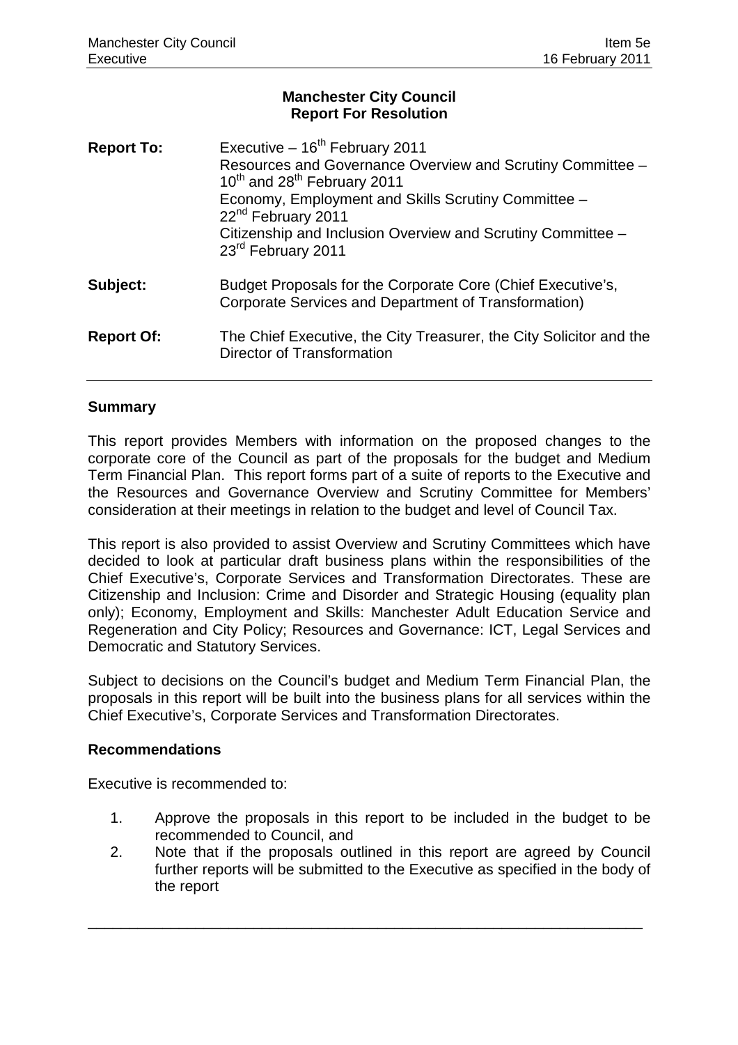**Manchester City Council**
**Report For Resolution**

| | |
|---|---|
| **Report To:** | Executive – 16th February 2011<br>Resources and Governance Overview and Scrutiny Committee – 10th and 28th February 2011<br>Economy, Employment and Skills Scrutiny Committee – 22nd February 2011<br>Citizenship and Inclusion Overview and Scrutiny Committee – 23rd February 2011 |
| **Subject:** | Budget Proposals for the Corporate Core (Chief Executive's, Corporate Services and Department of Transformation) |
| **Report Of:** | The Chief Executive, the City Treasurer, the City Solicitor and the Director of Transformation |

## Summary

This report provides Members with information on the proposed changes to the corporate core of the Council as part of the proposals for the budget and Medium Term Financial Plan. This report forms part of a suite of reports to the Executive and the Resources and Governance Overview and Scrutiny Committee for Members' consideration at their meetings in relation to the budget and level of Council Tax.

This report is also provided to assist Overview and Scrutiny Committees which have decided to look at particular draft business plans within the responsibilities of the Chief Executive's, Corporate Services and Transformation Directorates. These are Citizenship and Inclusion: Crime and Disorder and Strategic Housing (equality plan only); Economy, Employment and Skills: Manchester Adult Education Service and Regeneration and City Policy; Resources and Governance: ICT, Legal Services and Democratic and Statutory Services.

Subject to decisions on the Council's budget and Medium Term Financial Plan, the proposals in this report will be built into the business plans for all services within the Chief Executive's, Corporate Services and Transformation Directorates.

## Recommendations

Executive is recommended to:

1. Approve the proposals in this report to be included in the budget to be recommended to Council, and
2. Note that if the proposals outlined in this report are agreed by Council further reports will be submitted to the Executive as specified in the body of the report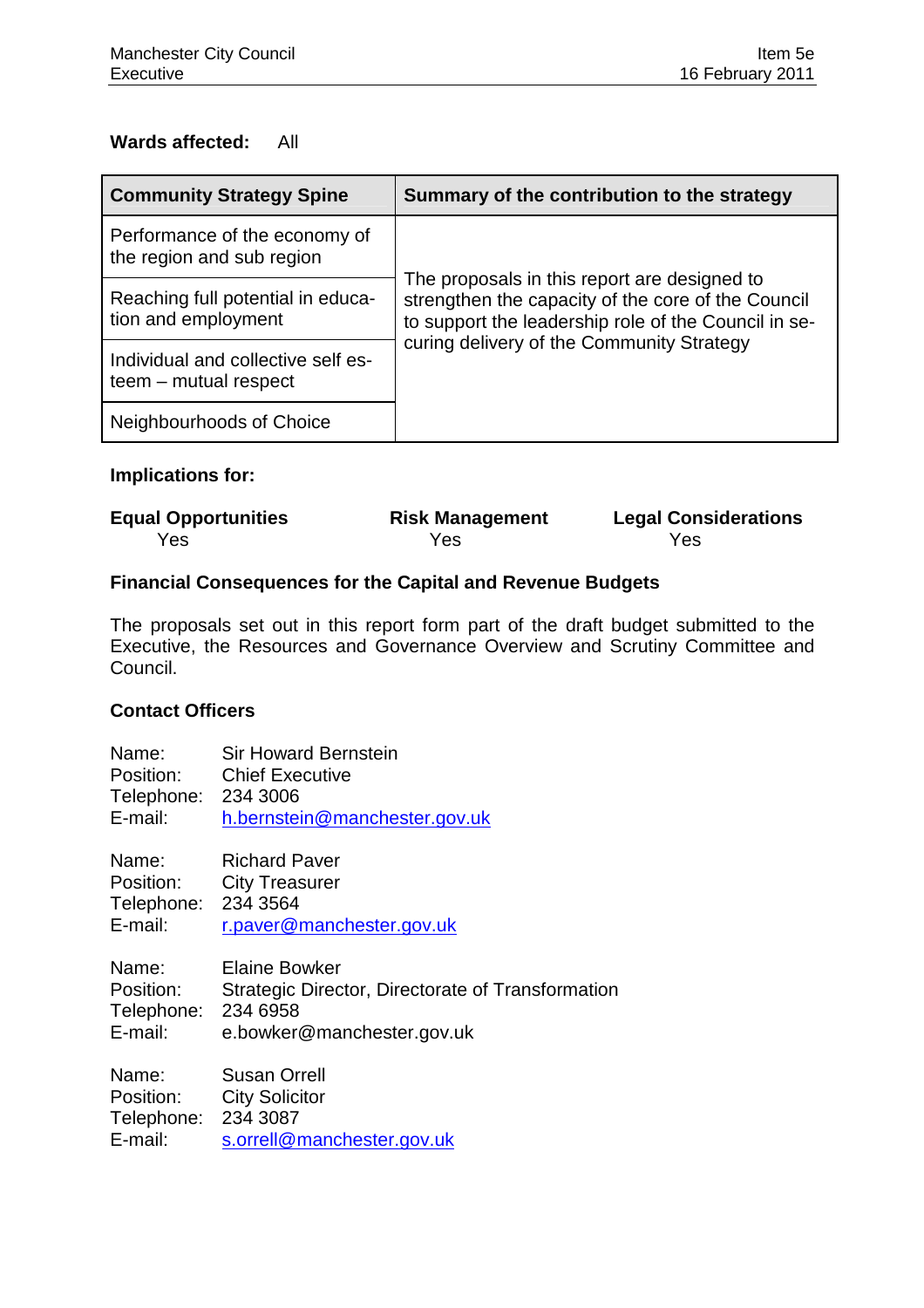**Wards affected:** All

| Community Strategy Spine | Summary of the contribution to the strategy |
|---|---|
| Performance of the economy of the region and sub region | The proposals in this report are designed to strengthen the capacity of the core of the Council to support the leadership role of the Council in securing delivery of the Community Strategy |
| Reaching full potential in education and employment | |
| Individual and collective self esteem – mutual respect | |
| Neighbourhoods of Choice | |

**Implications for:**

| Equal Opportunities | Risk Management | Legal Considerations |
|---|---|---|
| Yes | Yes | Yes |

**Financial Consequences for the Capital and Revenue Budgets**

The proposals set out in this report form part of the draft budget submitted to the Executive, the Resources and Governance Overview and Scrutiny Committee and Council.

**Contact Officers**

Name: Sir Howard Bernstein
Position: Chief Executive
Telephone: 234 3006
E-mail: h.bernstein@manchester.gov.uk

Name: Richard Paver
Position: City Treasurer
Telephone: 234 3564
E-mail: r.paver@manchester.gov.uk

Name: Elaine Bowker
Position: Strategic Director, Directorate of Transformation
Telephone: 234 6958
E-mail: e.bowker@manchester.gov.uk

Name: Susan Orrell
Position: City Solicitor
Telephone: 234 3087
E-mail: s.orrell@manchester.gov.uk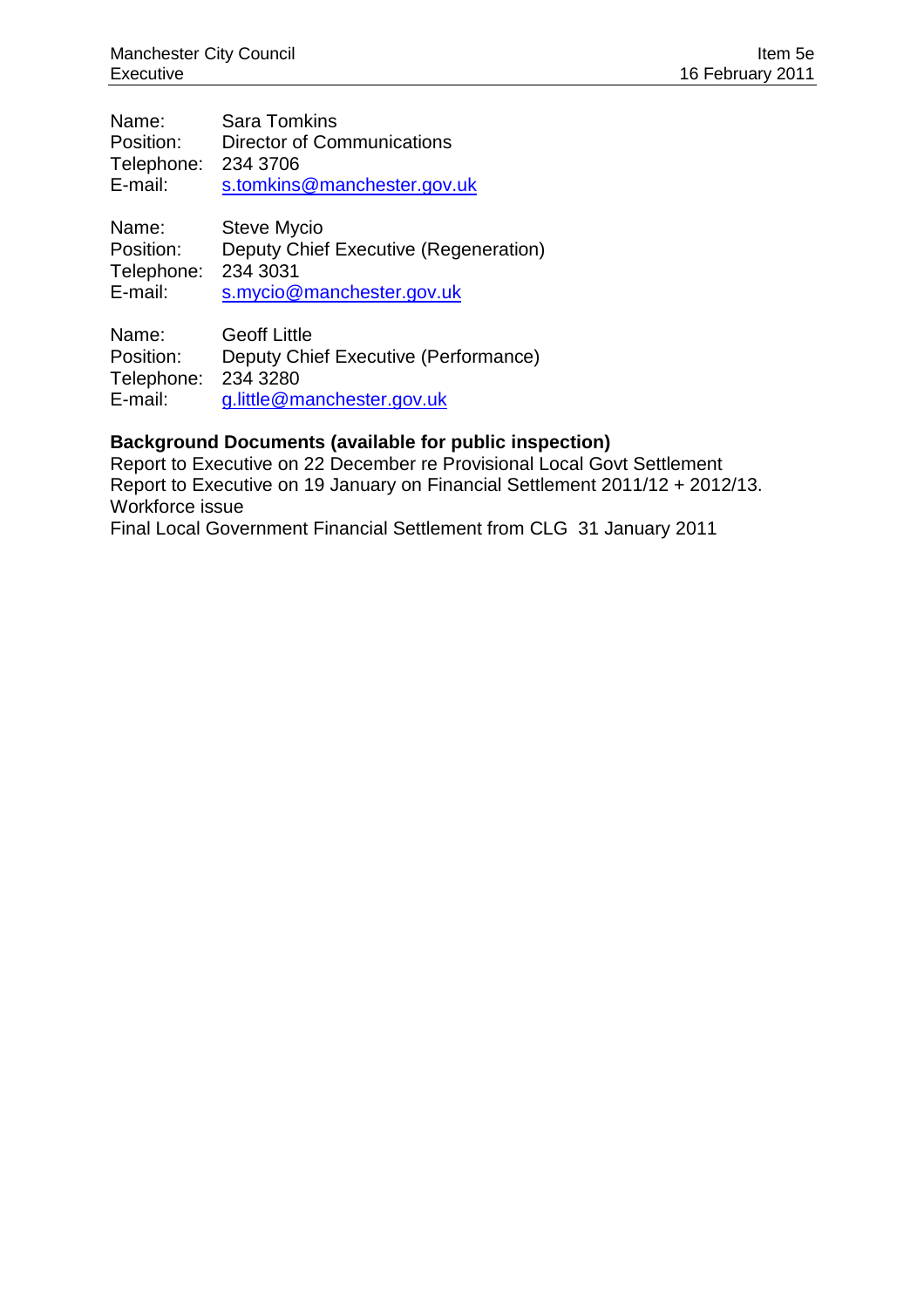Name: Sara Tomkins
Position: Director of Communications
Telephone: 234 3706
E-mail: s.tomkins@manchester.gov.uk

Name: Steve Mycio
Position: Deputy Chief Executive (Regeneration)
Telephone: 234 3031
E-mail: s.mycio@manchester.gov.uk

Name: Geoff Little
Position: Deputy Chief Executive (Performance)
Telephone: 234 3280
E-mail: g.little@manchester.gov.uk

**Background Documents (available for public inspection)**
Report to Executive on 22 December re Provisional Local Govt Settlement
Report to Executive on 19 January on Financial Settlement 2011/12 + 2012/13. Workforce issue
Final Local Government Financial Settlement from CLG 31 January 2011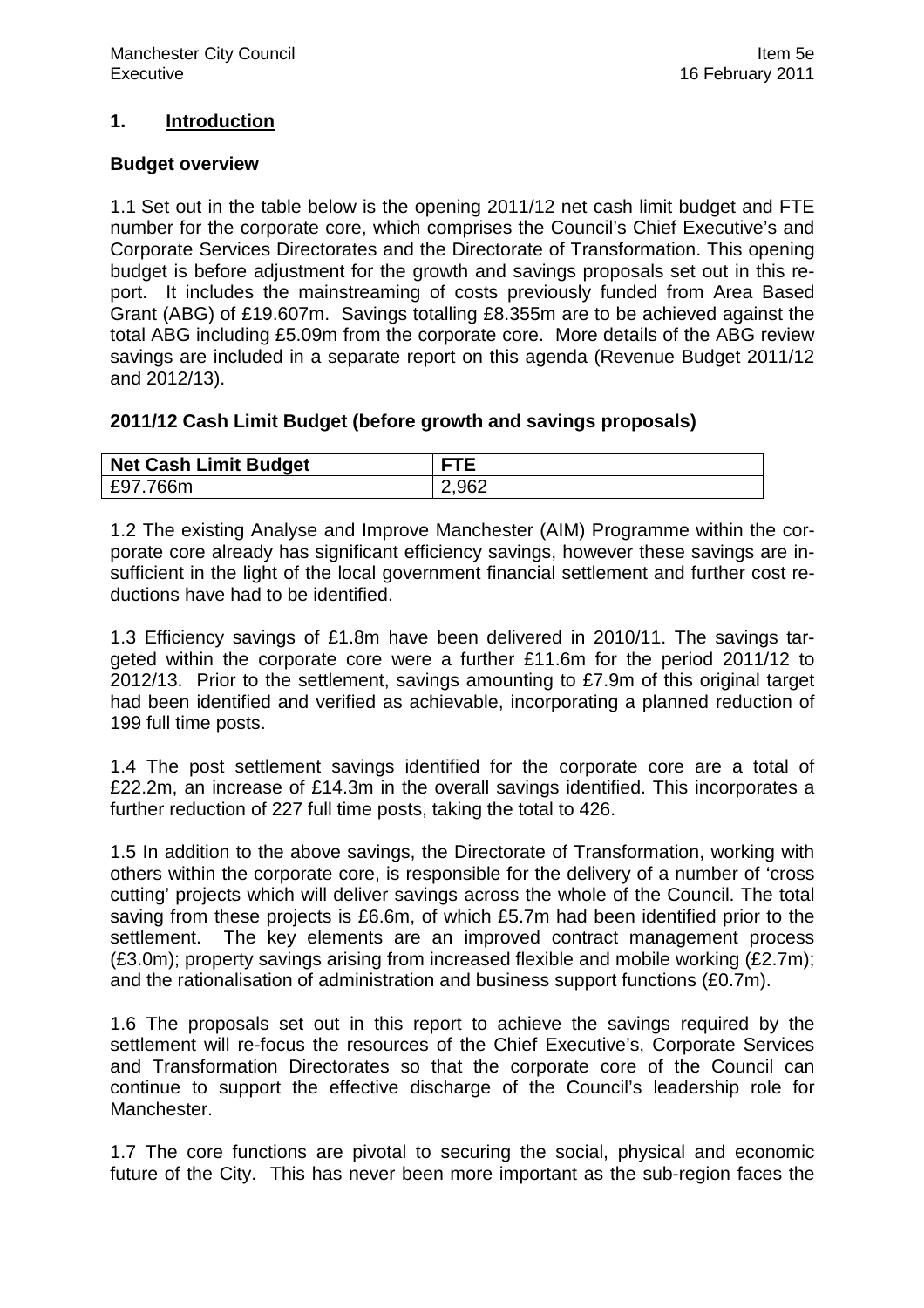## 1. Introduction

### Budget overview

1.1 Set out in the table below is the opening 2011/12 net cash limit budget and FTE number for the corporate core, which comprises the Council's Chief Executive's and Corporate Services Directorates and the Directorate of Transformation. This opening budget is before adjustment for the growth and savings proposals set out in this report. It includes the mainstreaming of costs previously funded from Area Based Grant (ABG) of £19.607m. Savings totalling £8.355m are to be achieved against the total ABG including £5.09m from the corporate core. More details of the ABG review savings are included in a separate report on this agenda (Revenue Budget 2011/12 and 2012/13).

### 2011/12 Cash Limit Budget (before growth and savings proposals)

| Net Cash Limit Budget | FTE |
| --- | --- |
| £97.766m | 2,962 |

1.2 The existing Analyse and Improve Manchester (AIM) Programme within the corporate core already has significant efficiency savings, however these savings are insufficient in the light of the local government financial settlement and further cost reductions have had to be identified.

1.3 Efficiency savings of £1.8m have been delivered in 2010/11. The savings targeted within the corporate core were a further £11.6m for the period 2011/12 to 2012/13. Prior to the settlement, savings amounting to £7.9m of this original target had been identified and verified as achievable, incorporating a planned reduction of 199 full time posts.

1.4 The post settlement savings identified for the corporate core are a total of £22.2m, an increase of £14.3m in the overall savings identified. This incorporates a further reduction of 227 full time posts, taking the total to 426.

1.5 In addition to the above savings, the Directorate of Transformation, working with others within the corporate core, is responsible for the delivery of a number of 'cross cutting' projects which will deliver savings across the whole of the Council. The total saving from these projects is £6.6m, of which £5.7m had been identified prior to the settlement. The key elements are an improved contract management process (£3.0m); property savings arising from increased flexible and mobile working (£2.7m); and the rationalisation of administration and business support functions (£0.7m).

1.6 The proposals set out in this report to achieve the savings required by the settlement will re-focus the resources of the Chief Executive's, Corporate Services and Transformation Directorates so that the corporate core of the Council can continue to support the effective discharge of the Council's leadership role for Manchester.

1.7 The core functions are pivotal to securing the social, physical and economic future of the City. This has never been more important as the sub-region faces the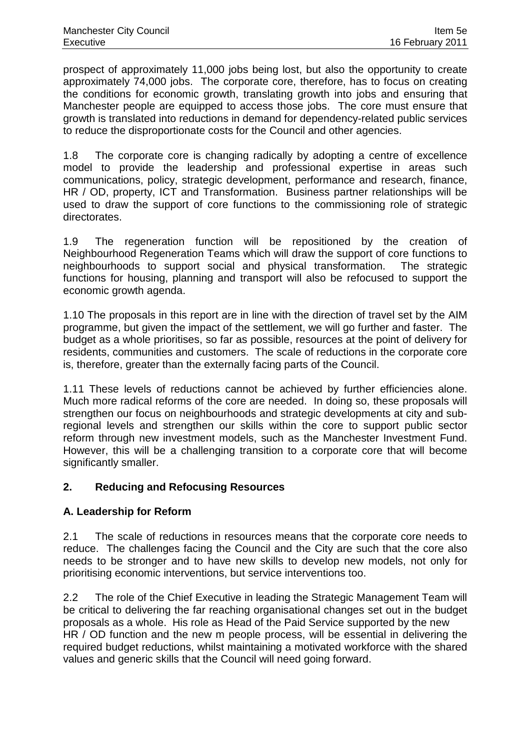prospect of approximately 11,000 jobs being lost, but also the opportunity to create approximately 74,000 jobs. The corporate core, therefore, has to focus on creating the conditions for economic growth, translating growth into jobs and ensuring that Manchester people are equipped to access those jobs. The core must ensure that growth is translated into reductions in demand for dependency-related public services to reduce the disproportionate costs for the Council and other agencies.

1.8 The corporate core is changing radically by adopting a centre of excellence model to provide the leadership and professional expertise in areas such communications, policy, strategic development, performance and research, finance, HR / OD, property, ICT and Transformation. Business partner relationships will be used to draw the support of core functions to the commissioning role of strategic directorates.

1.9 The regeneration function will be repositioned by the creation of Neighbourhood Regeneration Teams which will draw the support of core functions to neighbourhoods to support social and physical transformation. The strategic functions for housing, planning and transport will also be refocused to support the economic growth agenda.

1.10 The proposals in this report are in line with the direction of travel set by the AIM programme, but given the impact of the settlement, we will go further and faster. The budget as a whole prioritises, so far as possible, resources at the point of delivery for residents, communities and customers. The scale of reductions in the corporate core is, therefore, greater than the externally facing parts of the Council.

1.11 These levels of reductions cannot be achieved by further efficiencies alone. Much more radical reforms of the core are needed. In doing so, these proposals will strengthen our focus on neighbourhoods and strategic developments at city and sub-regional levels and strengthen our skills within the core to support public sector reform through new investment models, such as the Manchester Investment Fund. However, this will be a challenging transition to a corporate core that will become significantly smaller.

## 2. Reducing and Refocusing Resources

### A. Leadership for Reform

2.1 The scale of reductions in resources means that the corporate core needs to reduce. The challenges facing the Council and the City are such that the core also needs to be stronger and to have new skills to develop new models, not only for prioritising economic interventions, but service interventions too.

2.2 The role of the Chief Executive in leading the Strategic Management Team will be critical to delivering the far reaching organisational changes set out in the budget proposals as a whole. His role as Head of the Paid Service supported by the new HR / OD function and the new m people process, will be essential in delivering the required budget reductions, whilst maintaining a motivated workforce with the shared values and generic skills that the Council will need going forward.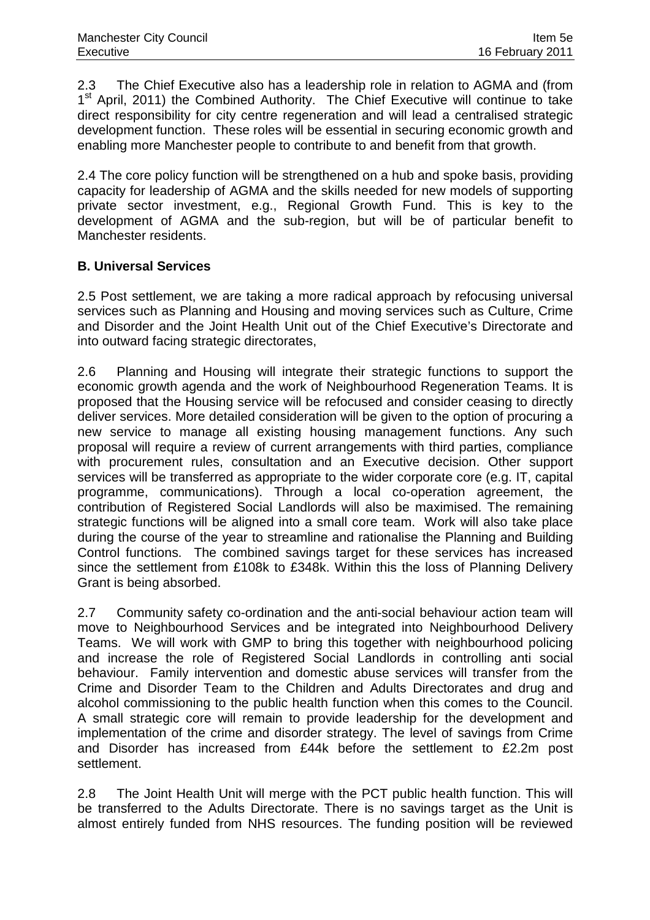2.3 The Chief Executive also has a leadership role in relation to AGMA and (from 1st April, 2011) the Combined Authority. The Chief Executive will continue to take direct responsibility for city centre regeneration and will lead a centralised strategic development function. These roles will be essential in securing economic growth and enabling more Manchester people to contribute to and benefit from that growth.

2.4 The core policy function will be strengthened on a hub and spoke basis, providing capacity for leadership of AGMA and the skills needed for new models of supporting private sector investment, e.g., Regional Growth Fund. This is key to the development of AGMA and the sub-region, but will be of particular benefit to Manchester residents.

**B. Universal Services**

2.5 Post settlement, we are taking a more radical approach by refocusing universal services such as Planning and Housing and moving services such as Culture, Crime and Disorder and the Joint Health Unit out of the Chief Executive's Directorate and into outward facing strategic directorates,

2.6 Planning and Housing will integrate their strategic functions to support the economic growth agenda and the work of Neighbourhood Regeneration Teams. It is proposed that the Housing service will be refocused and consider ceasing to directly deliver services. More detailed consideration will be given to the option of procuring a new service to manage all existing housing management functions. Any such proposal will require a review of current arrangements with third parties, compliance with procurement rules, consultation and an Executive decision. Other support services will be transferred as appropriate to the wider corporate core (e.g. IT, capital programme, communications). Through a local co-operation agreement, the contribution of Registered Social Landlords will also be maximised. The remaining strategic functions will be aligned into a small core team. Work will also take place during the course of the year to streamline and rationalise the Planning and Building Control functions. The combined savings target for these services has increased since the settlement from £108k to £348k. Within this the loss of Planning Delivery Grant is being absorbed.

2.7 Community safety co-ordination and the anti-social behaviour action team will move to Neighbourhood Services and be integrated into Neighbourhood Delivery Teams. We will work with GMP to bring this together with neighbourhood policing and increase the role of Registered Social Landlords in controlling anti social behaviour. Family intervention and domestic abuse services will transfer from the Crime and Disorder Team to the Children and Adults Directorates and drug and alcohol commissioning to the public health function when this comes to the Council. A small strategic core will remain to provide leadership for the development and implementation of the crime and disorder strategy. The level of savings from Crime and Disorder has increased from £44k before the settlement to £2.2m post settlement.

2.8 The Joint Health Unit will merge with the PCT public health function. This will be transferred to the Adults Directorate. There is no savings target as the Unit is almost entirely funded from NHS resources. The funding position will be reviewed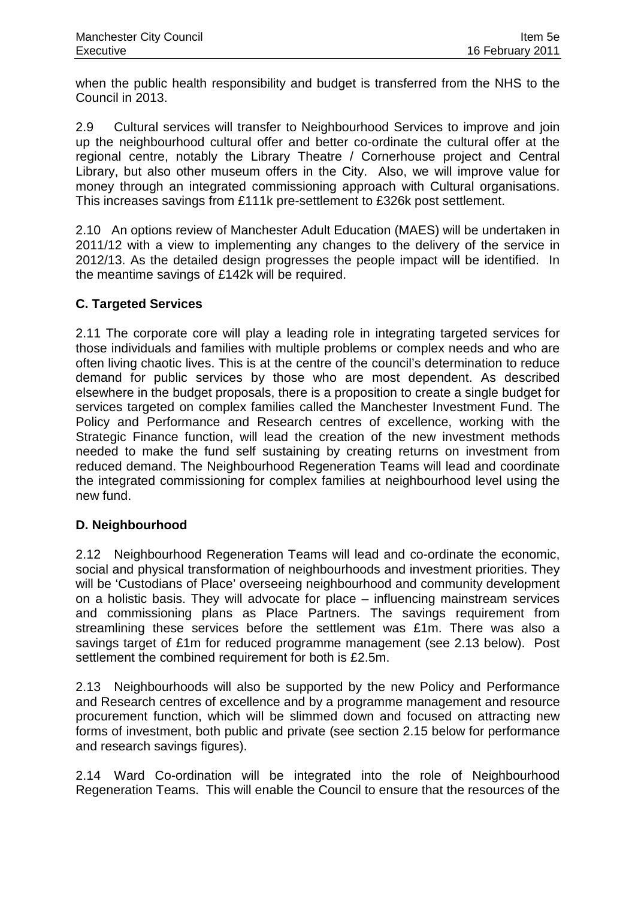when the public health responsibility and budget is transferred from the NHS to the Council in 2013.

2.9 Cultural services will transfer to Neighbourhood Services to improve and join up the neighbourhood cultural offer and better co-ordinate the cultural offer at the regional centre, notably the Library Theatre / Cornerhouse project and Central Library, but also other museum offers in the City. Also, we will improve value for money through an integrated commissioning approach with Cultural organisations. This increases savings from £111k pre-settlement to £326k post settlement.

2.10 An options review of Manchester Adult Education (MAES) will be undertaken in 2011/12 with a view to implementing any changes to the delivery of the service in 2012/13. As the detailed design progresses the people impact will be identified. In the meantime savings of £142k will be required.

### C. Targeted Services

2.11 The corporate core will play a leading role in integrating targeted services for those individuals and families with multiple problems or complex needs and who are often living chaotic lives. This is at the centre of the council's determination to reduce demand for public services by those who are most dependent. As described elsewhere in the budget proposals, there is a proposition to create a single budget for services targeted on complex families called the Manchester Investment Fund. The Policy and Performance and Research centres of excellence, working with the Strategic Finance function, will lead the creation of the new investment methods needed to make the fund self sustaining by creating returns on investment from reduced demand. The Neighbourhood Regeneration Teams will lead and coordinate the integrated commissioning for complex families at neighbourhood level using the new fund.

### D. Neighbourhood

2.12 Neighbourhood Regeneration Teams will lead and co-ordinate the economic, social and physical transformation of neighbourhoods and investment priorities. They will be 'Custodians of Place' overseeing neighbourhood and community development on a holistic basis. They will advocate for place – influencing mainstream services and commissioning plans as Place Partners. The savings requirement from streamlining these services before the settlement was £1m. There was also a savings target of £1m for reduced programme management (see 2.13 below). Post settlement the combined requirement for both is £2.5m.

2.13 Neighbourhoods will also be supported by the new Policy and Performance and Research centres of excellence and by a programme management and resource procurement function, which will be slimmed down and focused on attracting new forms of investment, both public and private (see section 2.15 below for performance and research savings figures).

2.14 Ward Co-ordination will be integrated into the role of Neighbourhood Regeneration Teams. This will enable the Council to ensure that the resources of the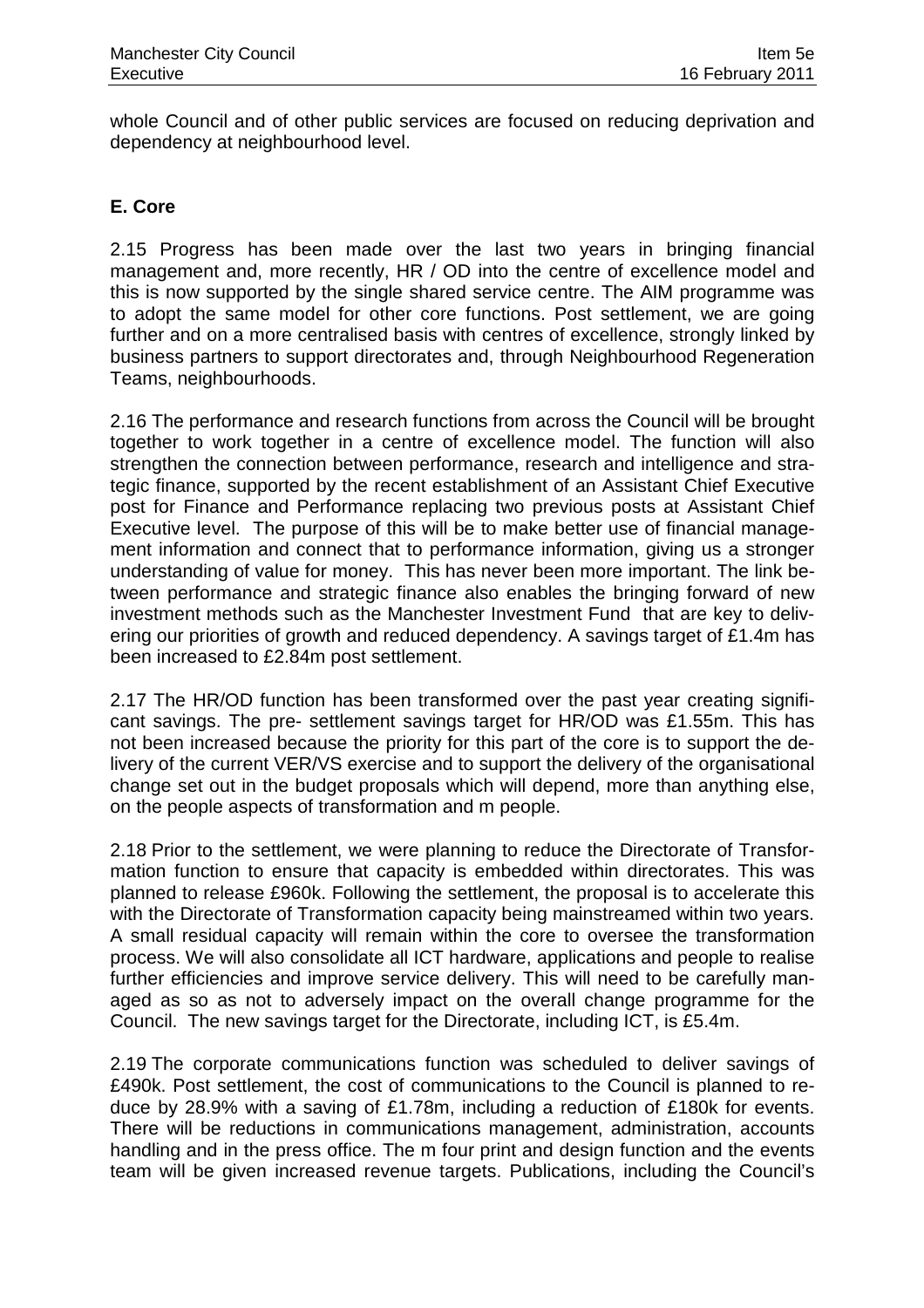whole Council and of other public services are focused on reducing deprivation and dependency at neighbourhood level.

## E. Core

2.15 Progress has been made over the last two years in bringing financial management and, more recently, HR / OD into the centre of excellence model and this is now supported by the single shared service centre. The AIM programme was to adopt the same model for other core functions. Post settlement, we are going further and on a more centralised basis with centres of excellence, strongly linked by business partners to support directorates and, through Neighbourhood Regeneration Teams, neighbourhoods.

2.16 The performance and research functions from across the Council will be brought together to work together in a centre of excellence model. The function will also strengthen the connection between performance, research and intelligence and strategic finance, supported by the recent establishment of an Assistant Chief Executive post for Finance and Performance replacing two previous posts at Assistant Chief Executive level. The purpose of this will be to make better use of financial management information and connect that to performance information, giving us a stronger understanding of value for money. This has never been more important. The link between performance and strategic finance also enables the bringing forward of new investment methods such as the Manchester Investment Fund that are key to delivering our priorities of growth and reduced dependency. A savings target of £1.4m has been increased to £2.84m post settlement.

2.17 The HR/OD function has been transformed over the past year creating significant savings. The pre- settlement savings target for HR/OD was £1.55m. This has not been increased because the priority for this part of the core is to support the delivery of the current VER/VS exercise and to support the delivery of the organisational change set out in the budget proposals which will depend, more than anything else, on the people aspects of transformation and m people.

2.18 Prior to the settlement, we were planning to reduce the Directorate of Transformation function to ensure that capacity is embedded within directorates. This was planned to release £960k. Following the settlement, the proposal is to accelerate this with the Directorate of Transformation capacity being mainstreamed within two years. A small residual capacity will remain within the core to oversee the transformation process. We will also consolidate all ICT hardware, applications and people to realise further efficiencies and improve service delivery. This will need to be carefully managed as so as not to adversely impact on the overall change programme for the Council. The new savings target for the Directorate, including ICT, is £5.4m.

2.19 The corporate communications function was scheduled to deliver savings of £490k. Post settlement, the cost of communications to the Council is planned to reduce by 28.9% with a saving of £1.78m, including a reduction of £180k for events. There will be reductions in communications management, administration, accounts handling and in the press office. The m four print and design function and the events team will be given increased revenue targets. Publications, including the Council's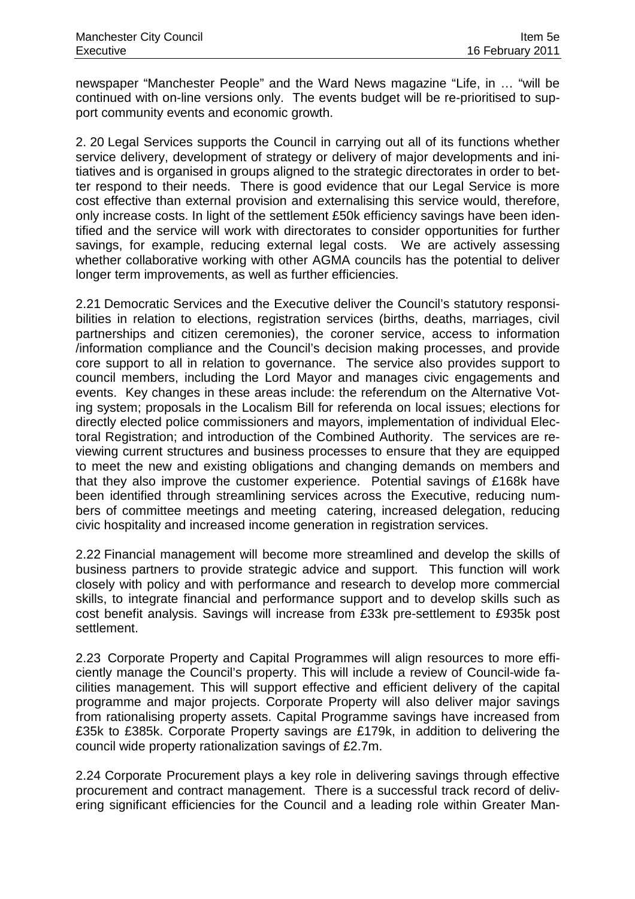newspaper "Manchester People" and the Ward News magazine "Life, in … "will be continued with on-line versions only. The events budget will be re-prioritised to support community events and economic growth.

2. 20 Legal Services supports the Council in carrying out all of its functions whether service delivery, development of strategy or delivery of major developments and initiatives and is organised in groups aligned to the strategic directorates in order to better respond to their needs. There is good evidence that our Legal Service is more cost effective than external provision and externalising this service would, therefore, only increase costs. In light of the settlement £50k efficiency savings have been identified and the service will work with directorates to consider opportunities for further savings, for example, reducing external legal costs. We are actively assessing whether collaborative working with other AGMA councils has the potential to deliver longer term improvements, as well as further efficiencies.

2.21 Democratic Services and the Executive deliver the Council's statutory responsibilities in relation to elections, registration services (births, deaths, marriages, civil partnerships and citizen ceremonies), the coroner service, access to information /information compliance and the Council's decision making processes, and provide core support to all in relation to governance. The service also provides support to council members, including the Lord Mayor and manages civic engagements and events. Key changes in these areas include: the referendum on the Alternative Voting system; proposals in the Localism Bill for referenda on local issues; elections for directly elected police commissioners and mayors, implementation of individual Electoral Registration; and introduction of the Combined Authority. The services are reviewing current structures and business processes to ensure that they are equipped to meet the new and existing obligations and changing demands on members and that they also improve the customer experience. Potential savings of £168k have been identified through streamlining services across the Executive, reducing numbers of committee meetings and meeting catering, increased delegation, reducing civic hospitality and increased income generation in registration services.

2.22 Financial management will become more streamlined and develop the skills of business partners to provide strategic advice and support. This function will work closely with policy and with performance and research to develop more commercial skills, to integrate financial and performance support and to develop skills such as cost benefit analysis. Savings will increase from £33k pre-settlement to £935k post settlement.

2.23 Corporate Property and Capital Programmes will align resources to more efficiently manage the Council's property. This will include a review of Council-wide facilities management. This will support effective and efficient delivery of the capital programme and major projects. Corporate Property will also deliver major savings from rationalising property assets. Capital Programme savings have increased from £35k to £385k. Corporate Property savings are £179k, in addition to delivering the council wide property rationalization savings of £2.7m.

2.24 Corporate Procurement plays a key role in delivering savings through effective procurement and contract management. There is a successful track record of delivering significant efficiencies for the Council and a leading role within Greater Man-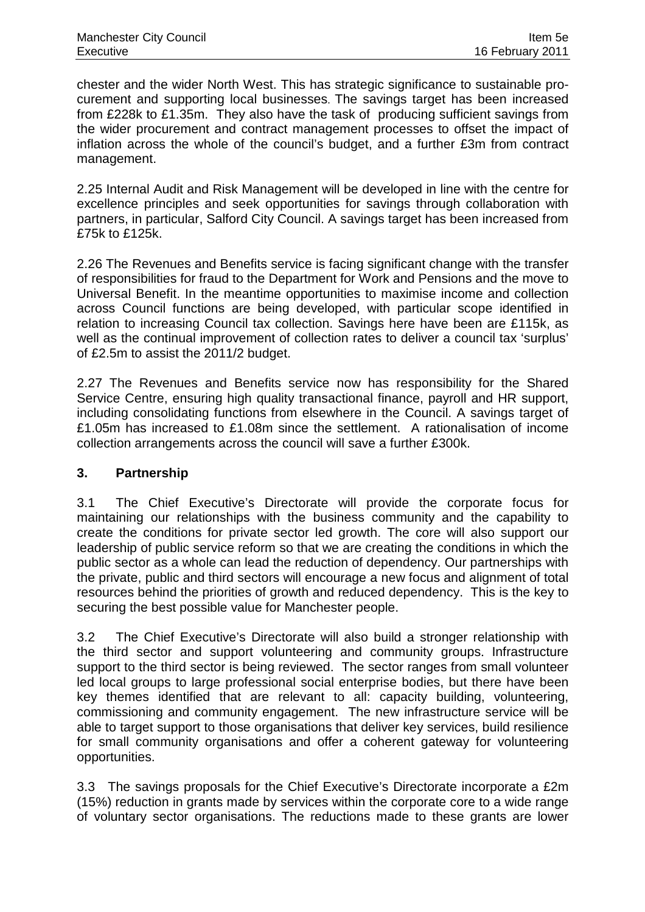chester and the wider North West. This has strategic significance to sustainable procurement and supporting local businesses. The savings target has been increased from £228k to £1.35m. They also have the task of producing sufficient savings from the wider procurement and contract management processes to offset the impact of inflation across the whole of the council's budget, and a further £3m from contract management.

2.25 Internal Audit and Risk Management will be developed in line with the centre for excellence principles and seek opportunities for savings through collaboration with partners, in particular, Salford City Council. A savings target has been increased from £75k to £125k.

2.26 The Revenues and Benefits service is facing significant change with the transfer of responsibilities for fraud to the Department for Work and Pensions and the move to Universal Benefit. In the meantime opportunities to maximise income and collection across Council functions are being developed, with particular scope identified in relation to increasing Council tax collection. Savings here have been are £115k, as well as the continual improvement of collection rates to deliver a council tax 'surplus' of £2.5m to assist the 2011/2 budget.

2.27 The Revenues and Benefits service now has responsibility for the Shared Service Centre, ensuring high quality transactional finance, payroll and HR support, including consolidating functions from elsewhere in the Council. A savings target of £1.05m has increased to £1.08m since the settlement. A rationalisation of income collection arrangements across the council will save a further £300k.

## 3. Partnership

3.1 The Chief Executive's Directorate will provide the corporate focus for maintaining our relationships with the business community and the capability to create the conditions for private sector led growth. The core will also support our leadership of public service reform so that we are creating the conditions in which the public sector as a whole can lead the reduction of dependency. Our partnerships with the private, public and third sectors will encourage a new focus and alignment of total resources behind the priorities of growth and reduced dependency. This is the key to securing the best possible value for Manchester people.

3.2 The Chief Executive's Directorate will also build a stronger relationship with the third sector and support volunteering and community groups. Infrastructure support to the third sector is being reviewed. The sector ranges from small volunteer led local groups to large professional social enterprise bodies, but there have been key themes identified that are relevant to all: capacity building, volunteering, commissioning and community engagement. The new infrastructure service will be able to target support to those organisations that deliver key services, build resilience for small community organisations and offer a coherent gateway for volunteering opportunities.

3.3 The savings proposals for the Chief Executive's Directorate incorporate a £2m (15%) reduction in grants made by services within the corporate core to a wide range of voluntary sector organisations. The reductions made to these grants are lower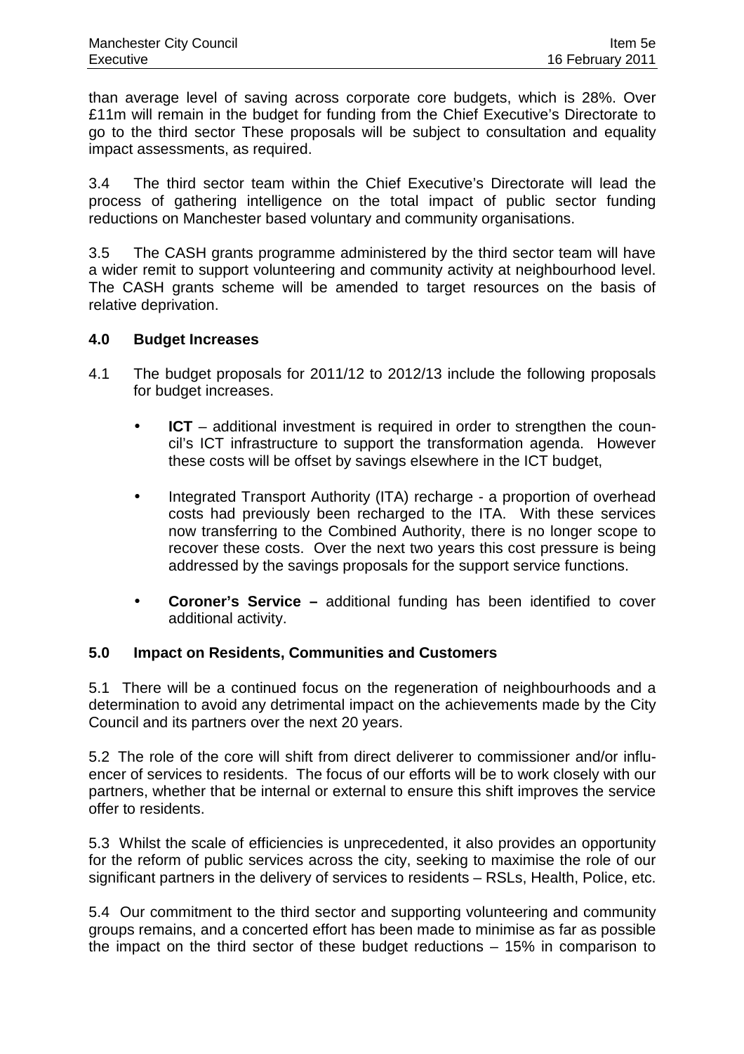than average level of saving across corporate core budgets, which is 28%. Over £11m will remain in the budget for funding from the Chief Executive's Directorate to go to the third sector These proposals will be subject to consultation and equality impact assessments, as required.

3.4 The third sector team within the Chief Executive's Directorate will lead the process of gathering intelligence on the total impact of public sector funding reductions on Manchester based voluntary and community organisations.

3.5 The CASH grants programme administered by the third sector team will have a wider remit to support volunteering and community activity at neighbourhood level. The CASH grants scheme will be amended to target resources on the basis of relative deprivation.

## 4.0 Budget Increases

4.1 The budget proposals for 2011/12 to 2012/13 include the following proposals for budget increases.

- **ICT** – additional investment is required in order to strengthen the council's ICT infrastructure to support the transformation agenda. However these costs will be offset by savings elsewhere in the ICT budget,

- Integrated Transport Authority (ITA) recharge - a proportion of overhead costs had previously been recharged to the ITA. With these services now transferring to the Combined Authority, there is no longer scope to recover these costs. Over the next two years this cost pressure is being addressed by the savings proposals for the support service functions.

- **Coroner's Service –** additional funding has been identified to cover additional activity.

## 5.0 Impact on Residents, Communities and Customers

5.1 There will be a continued focus on the regeneration of neighbourhoods and a determination to avoid any detrimental impact on the achievements made by the City Council and its partners over the next 20 years.

5.2 The role of the core will shift from direct deliverer to commissioner and/or influencer of services to residents. The focus of our efforts will be to work closely with our partners, whether that be internal or external to ensure this shift improves the service offer to residents.

5.3 Whilst the scale of efficiencies is unprecedented, it also provides an opportunity for the reform of public services across the city, seeking to maximise the role of our significant partners in the delivery of services to residents – RSLs, Health, Police, etc.

5.4 Our commitment to the third sector and supporting volunteering and community groups remains, and a concerted effort has been made to minimise as far as possible the impact on the third sector of these budget reductions – 15% in comparison to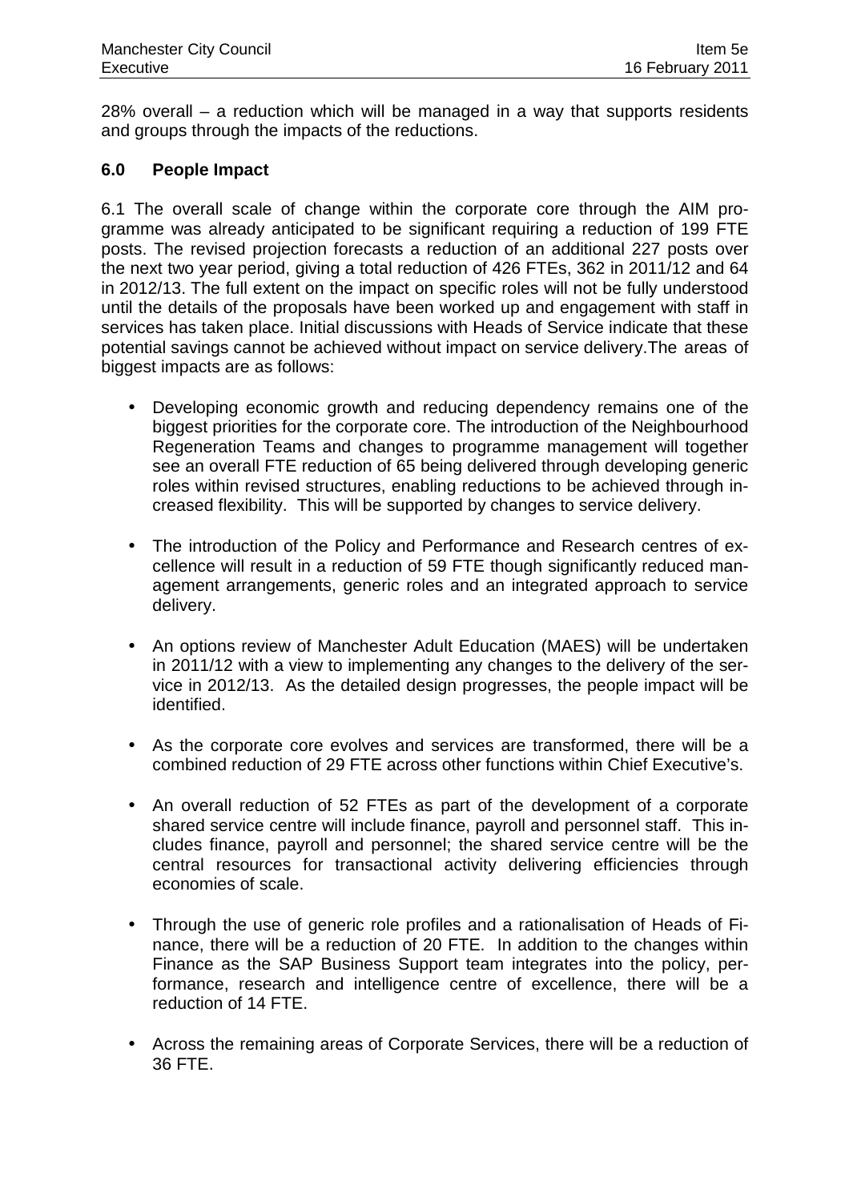28% overall – a reduction which will be managed in a way that supports residents and groups through the impacts of the reductions.

## 6.0 People Impact

6.1 The overall scale of change within the corporate core through the AIM programme was already anticipated to be significant requiring a reduction of 199 FTE posts. The revised projection forecasts a reduction of an additional 227 posts over the next two year period, giving a total reduction of 426 FTEs, 362 in 2011/12 and 64 in 2012/13. The full extent on the impact on specific roles will not be fully understood until the details of the proposals have been worked up and engagement with staff in services has taken place. Initial discussions with Heads of Service indicate that these potential savings cannot be achieved without impact on service delivery.The areas of biggest impacts are as follows:

- Developing economic growth and reducing dependency remains one of the biggest priorities for the corporate core. The introduction of the Neighbourhood Regeneration Teams and changes to programme management will together see an overall FTE reduction of 65 being delivered through developing generic roles within revised structures, enabling reductions to be achieved through increased flexibility. This will be supported by changes to service delivery.

- The introduction of the Policy and Performance and Research centres of excellence will result in a reduction of 59 FTE though significantly reduced management arrangements, generic roles and an integrated approach to service delivery.

- An options review of Manchester Adult Education (MAES) will be undertaken in 2011/12 with a view to implementing any changes to the delivery of the service in 2012/13. As the detailed design progresses, the people impact will be identified.

- As the corporate core evolves and services are transformed, there will be a combined reduction of 29 FTE across other functions within Chief Executive's.

- An overall reduction of 52 FTEs as part of the development of a corporate shared service centre will include finance, payroll and personnel staff. This includes finance, payroll and personnel; the shared service centre will be the central resources for transactional activity delivering efficiencies through economies of scale.

- Through the use of generic role profiles and a rationalisation of Heads of Finance, there will be a reduction of 20 FTE. In addition to the changes within Finance as the SAP Business Support team integrates into the policy, performance, research and intelligence centre of excellence, there will be a reduction of 14 FTE.

- Across the remaining areas of Corporate Services, there will be a reduction of 36 FTE.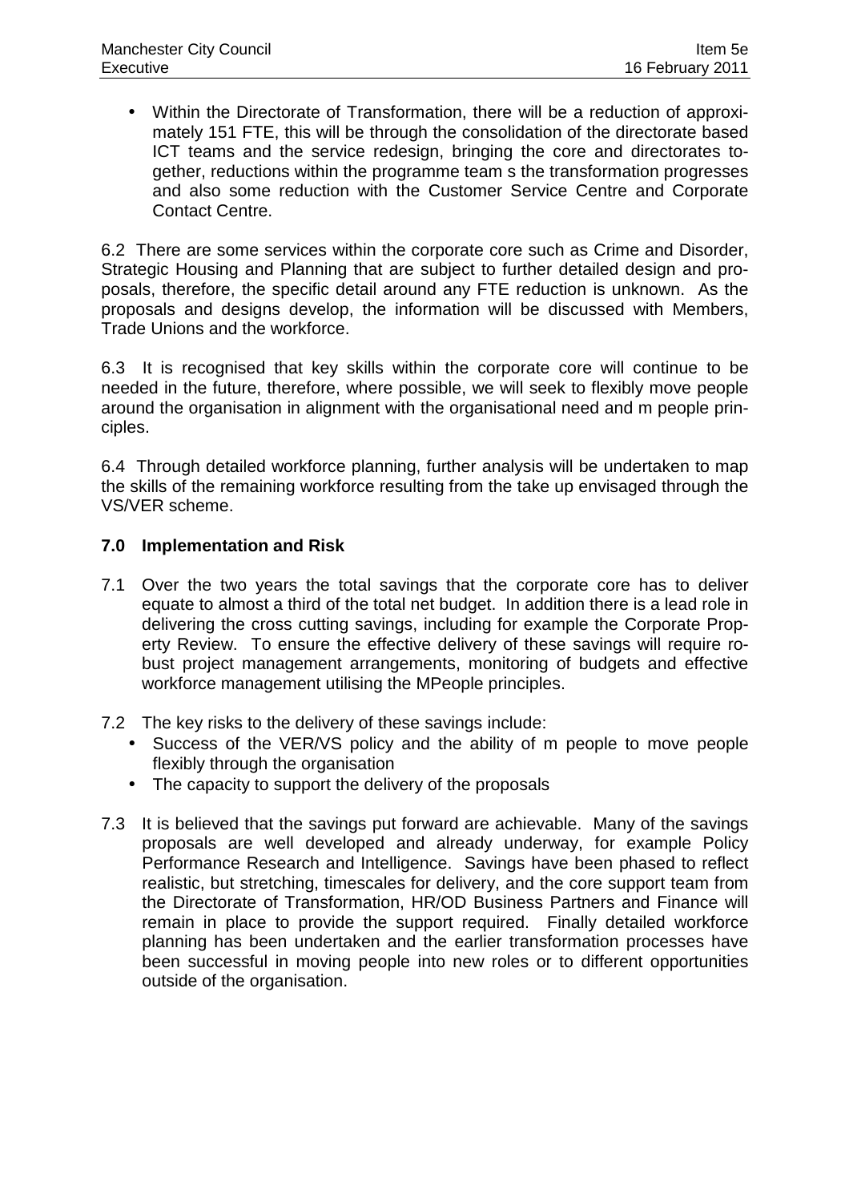- Within the Directorate of Transformation, there will be a reduction of approximately 151 FTE, this will be through the consolidation of the directorate based ICT teams and the service redesign, bringing the core and directorates together, reductions within the programme team s the transformation progresses and also some reduction with the Customer Service Centre and Corporate Contact Centre.

6.2 There are some services within the corporate core such as Crime and Disorder, Strategic Housing and Planning that are subject to further detailed design and proposals, therefore, the specific detail around any FTE reduction is unknown. As the proposals and designs develop, the information will be discussed with Members, Trade Unions and the workforce.

6.3 It is recognised that key skills within the corporate core will continue to be needed in the future, therefore, where possible, we will seek to flexibly move people around the organisation in alignment with the organisational need and m people principles.

6.4 Through detailed workforce planning, further analysis will be undertaken to map the skills of the remaining workforce resulting from the take up envisaged through the VS/VER scheme.

**7.0 Implementation and Risk**

7.1 Over the two years the total savings that the corporate core has to deliver equate to almost a third of the total net budget. In addition there is a lead role in delivering the cross cutting savings, including for example the Corporate Property Review. To ensure the effective delivery of these savings will require robust project management arrangements, monitoring of budgets and effective workforce management utilising the MPeople principles.

7.2 The key risks to the delivery of these savings include:

- Success of the VER/VS policy and the ability of m people to move people flexibly through the organisation
- The capacity to support the delivery of the proposals

7.3 It is believed that the savings put forward are achievable. Many of the savings proposals are well developed and already underway, for example Policy Performance Research and Intelligence. Savings have been phased to reflect realistic, but stretching, timescales for delivery, and the core support team from the Directorate of Transformation, HR/OD Business Partners and Finance will remain in place to provide the support required. Finally detailed workforce planning has been undertaken and the earlier transformation processes have been successful in moving people into new roles or to different opportunities outside of the organisation.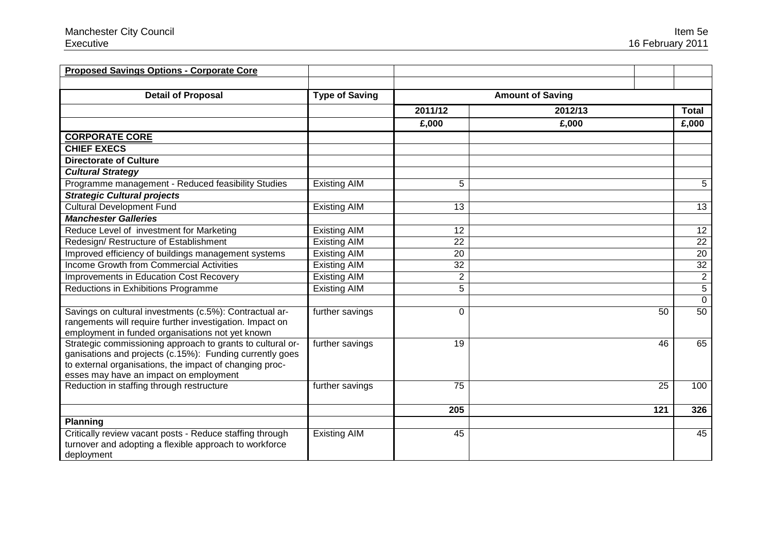| **Proposed Savings Options - Corporate Core** | | | | |
|---|---|---|---|---|
| | | | | |
| **Detail of Proposal** | **Type of Saving** | **Amount of Saving** | | |
| | | **2011/12** | **2012/13** | **Total** |
| | | **£,000** | **£,000** | **£,000** |
| **CORPORATE CORE** | | | | |
| **CHIEF EXECS** | | | | |
| **Directorate of Culture** | | | | |
| ***Cultural Strategy*** | | | | |
| Programme management - Reduced feasibility Studies | Existing AIM | 5 | | 5 |
| ***Strategic Cultural projects*** | | | | |
| Cultural Development Fund | Existing AIM | 13 | | 13 |
| ***Manchester Galleries*** | | | | |
| Reduce Level of investment for Marketing | Existing AIM | 12 | | 12 |
| Redesign/ Restructure of Establishment | Existing AIM | 22 | | 22 |
| Improved efficiency of buildings management systems | Existing AIM | 20 | | 20 |
| Income Growth from Commercial Activities | Existing AIM | 32 | | 32 |
| Improvements in Education Cost Recovery | Existing AIM | 2 | | 2 |
| Reductions in Exhibitions Programme | Existing AIM | 5 | | 5 |
| | | | | 0 |
| Savings on cultural investments (c.5%): Contractual arrangements will require further investigation. Impact on employment in funded organisations not yet known | further savings | 0 | 50 | 50 |
| Strategic commissioning approach to grants to cultural organisations and projects (c.15%): Funding currently goes to external organisations, the impact of changing processes may have an impact on employment | further savings | 19 | 46 | 65 |
| Reduction in staffing through restructure | further savings | 75 | 25 | 100 |
| | | **205** | **121** | **326** |
| **Planning** | | | | |
| Critically review vacant posts - Reduce staffing through turnover and adopting a flexible approach to workforce deployment | Existing AIM | 45 | | 45 |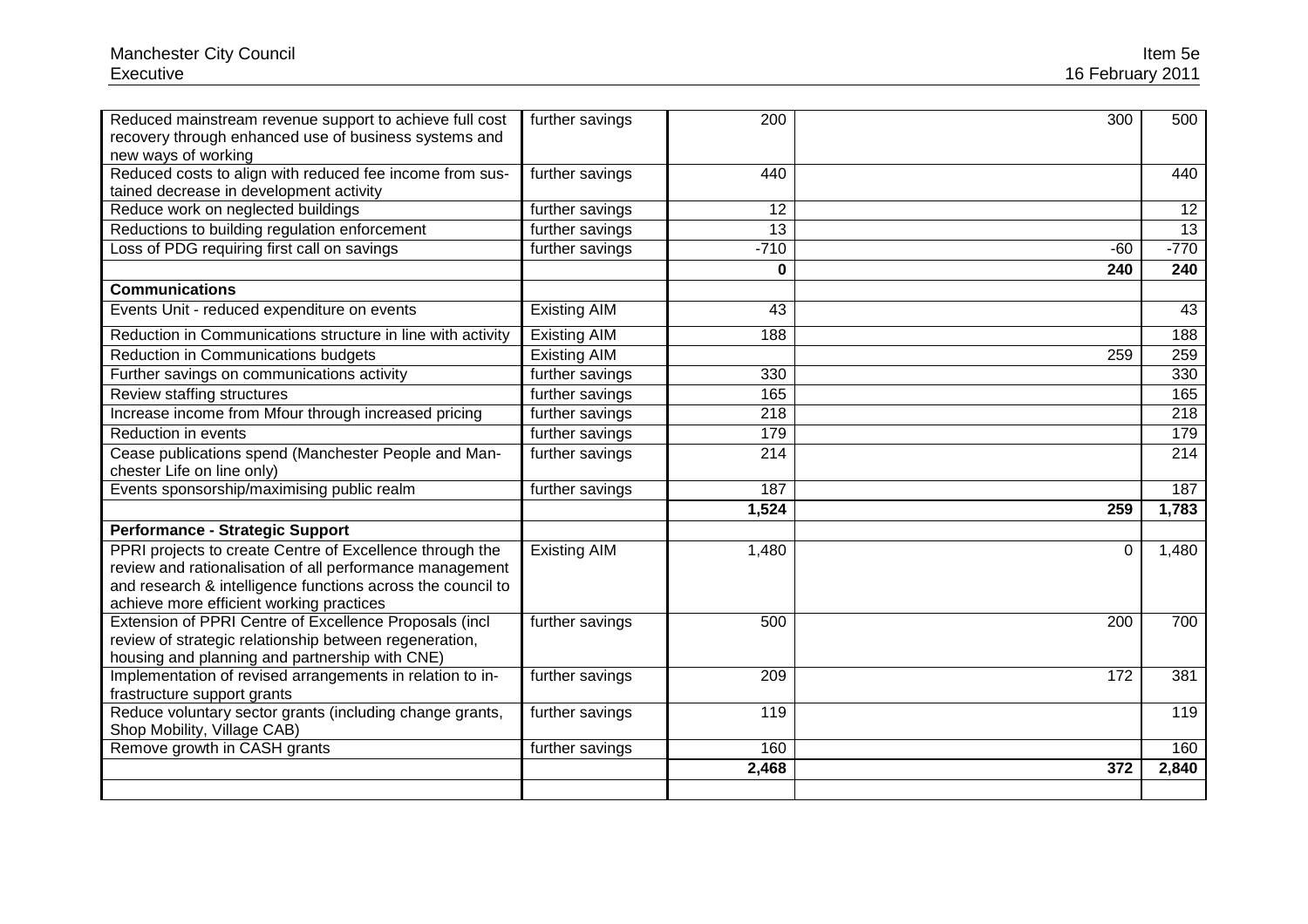| | | | | |
|---|---|---|---|---|
| Reduced mainstream revenue support to achieve full cost recovery through enhanced use of business systems and new ways of working | further savings | 200 | 300 | 500 |
| Reduced costs to align with reduced fee income from sustained decrease in development activity | further savings | 440 | | 440 |
| Reduce work on neglected buildings | further savings | 12 | | 12 |
| Reductions to building regulation enforcement | further savings | 13 | | 13 |
| Loss of PDG requiring first call on savings | further savings | -710 | -60 | -770 |
| | | **0** | **240** | **240** |
| **Communications** | | | | |
| Events Unit - reduced expenditure on events | Existing AIM | 43 | | 43 |
| Reduction in Communications structure in line with activity | Existing AIM | 188 | | 188 |
| Reduction in Communications budgets | Existing AIM | | 259 | 259 |
| Further savings on communications activity | further savings | 330 | | 330 |
| Review staffing structures | further savings | 165 | | 165 |
| Increase income from Mfour through increased pricing | further savings | 218 | | 218 |
| Reduction in events | further savings | 179 | | 179 |
| Cease publications spend (Manchester People and Manchester Life on line only) | further savings | 214 | | 214 |
| Events sponsorship/maximising public realm | further savings | 187 | | 187 |
| | | **1,524** | **259** | **1,783** |
| **Performance - Strategic Support** | | | | |
| PPRI projects to create Centre of Excellence through the review and rationalisation of all performance management and research & intelligence functions across the council to achieve more efficient working practices | Existing AIM | 1,480 | 0 | 1,480 |
| Extension of PPRI Centre of Excellence Proposals (incl review of strategic relationship between regeneration, housing and planning and partnership with CNE) | further savings | 500 | 200 | 700 |
| Implementation of revised arrangements in relation to infrastructure support grants | further savings | 209 | 172 | 381 |
| Reduce voluntary sector grants (including change grants, Shop Mobility, Village CAB) | further savings | 119 | | 119 |
| Remove growth in CASH grants | further savings | 160 | | 160 |
| | | **2,468** | **372** | **2,840** |
| | | | | |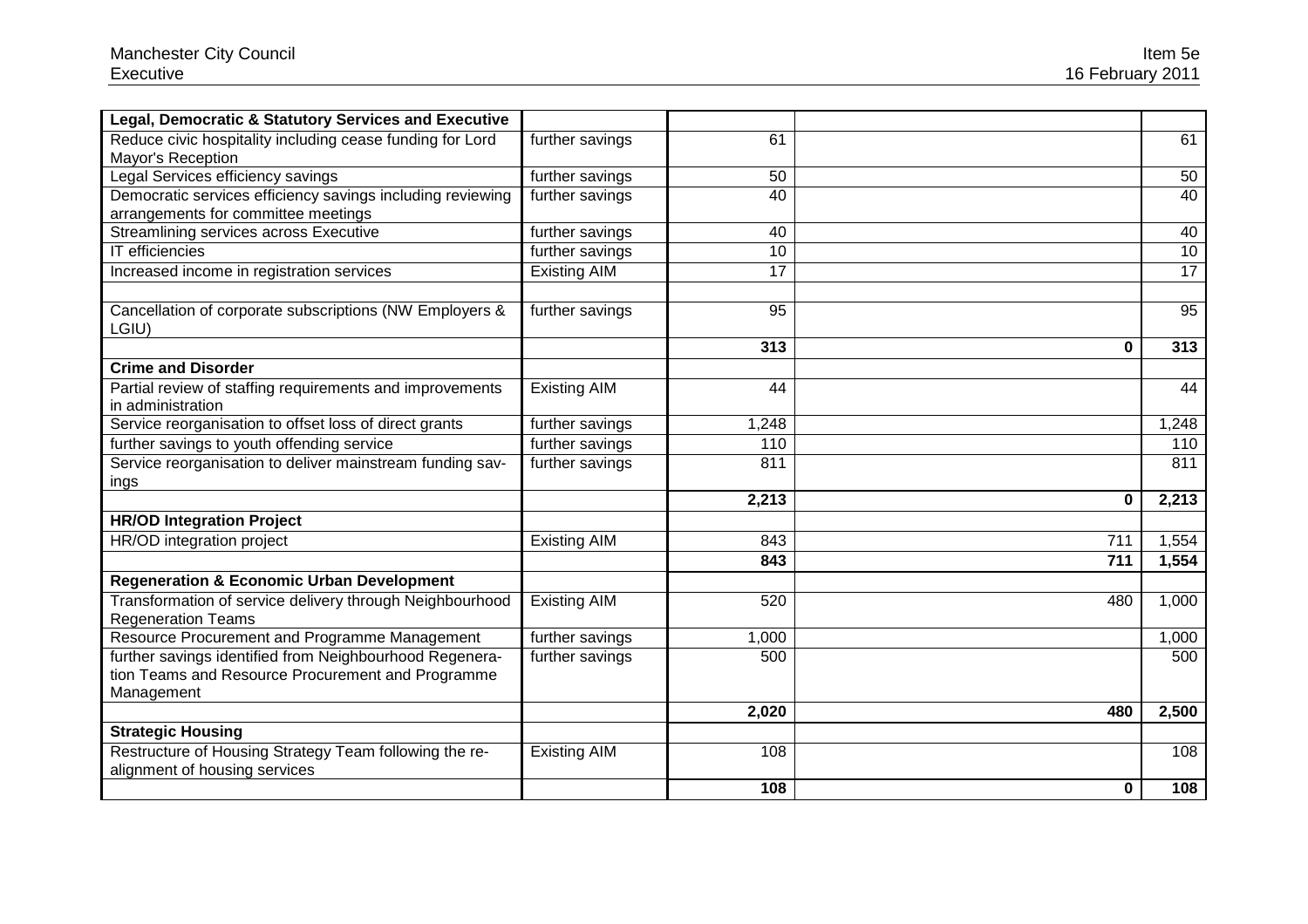| Legal, Democratic & Statutory Services and Executive | | | | |
|---|---|---|---|---|
| Reduce civic hospitality including cease funding for Lord Mayor's Reception | further savings | 61 | | 61 |
| Legal Services efficiency savings | further savings | 50 | | 50 |
| Democratic services efficiency savings including reviewing arrangements for committee meetings | further savings | 40 | | 40 |
| Streamlining services across Executive | further savings | 40 | | 40 |
| IT efficiencies | further savings | 10 | | 10 |
| Increased income in registration services | Existing AIM | 17 | | 17 |
| | | | | |
| Cancellation of corporate subscriptions (NW Employers & LGIU) | further savings | 95 | | 95 |
| | | **313** | **0** | **313** |
| **Crime and Disorder** | | | | |
| Partial review of staffing requirements and improvements in administration | Existing AIM | 44 | | 44 |
| Service reorganisation to offset loss of direct grants | further savings | 1,248 | | 1,248 |
| further savings to youth offending service | further savings | 110 | | 110 |
| Service reorganisation to deliver mainstream funding savings | further savings | 811 | | 811 |
| | | **2,213** | **0** | **2,213** |
| **HR/OD Integration Project** | | | | |
| HR/OD integration project | Existing AIM | 843 | 711 | 1,554 |
| | | **843** | **711** | **1,554** |
| **Regeneration & Economic Urban Development** | | | | |
| Transformation of service delivery through Neighbourhood Regeneration Teams | Existing AIM | 520 | 480 | 1,000 |
| Resource Procurement and Programme Management | further savings | 1,000 | | 1,000 |
| further savings identified from Neighbourhood Regeneration Teams and Resource Procurement and Programme Management | further savings | 500 | | 500 |
| | | **2,020** | **480** | **2,500** |
| **Strategic Housing** | | | | |
| Restructure of Housing Strategy Team following the re-alignment of housing services | Existing AIM | 108 | | 108 |
| | | **108** | **0** | **108** |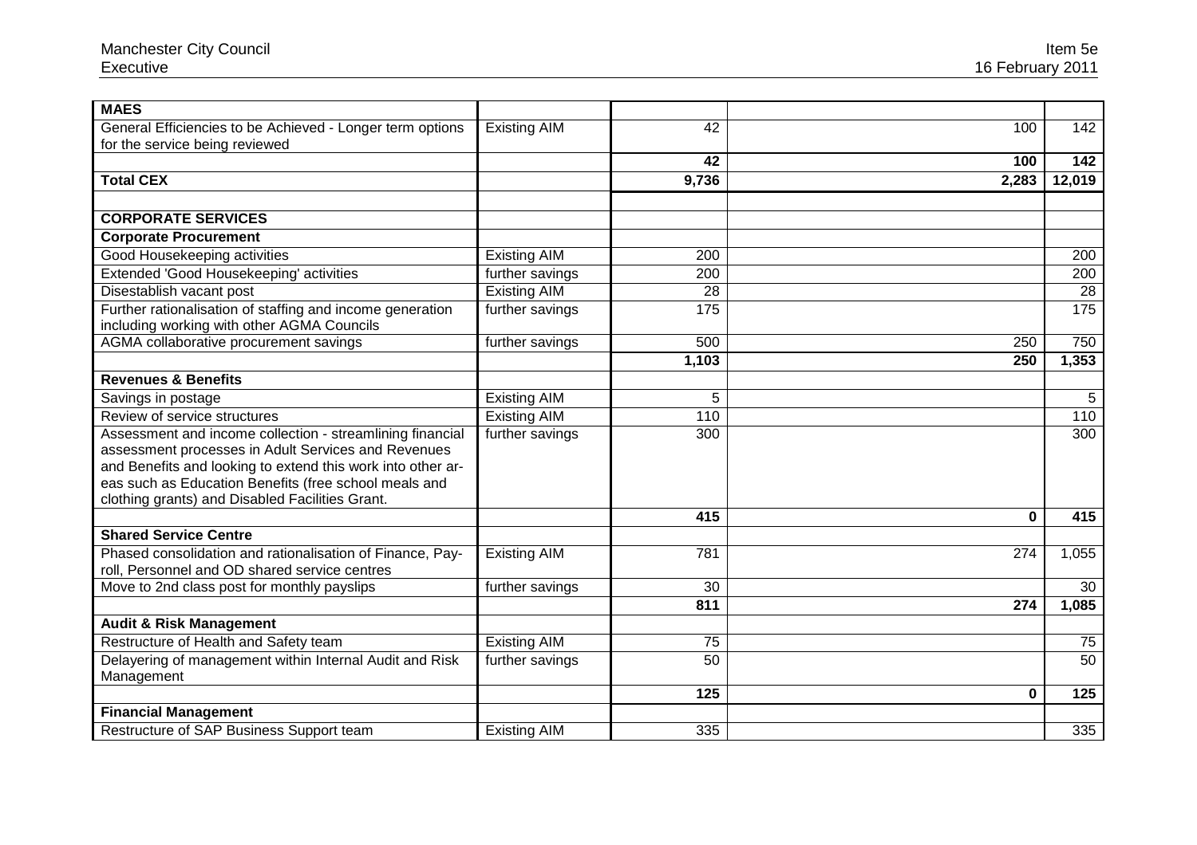| | | | | |
|---|---|---|---|---|
| **MAES** | | | | |
| General Efficiencies to be Achieved - Longer term options for the service being reviewed | Existing AIM | 42 | 100 | 142 |
| | | **42** | **100** | **142** |
| **Total CEX** | | **9,736** | **2,283** | **12,019** |
| | | | | |
| **CORPORATE SERVICES** | | | | |
| **Corporate Procurement** | | | | |
| Good Housekeeping activities | Existing AIM | 200 | | 200 |
| Extended 'Good Housekeeping' activities | further savings | 200 | | 200 |
| Disestablish vacant post | Existing AIM | 28 | | 28 |
| Further rationalisation of staffing and income generation including working with other AGMA Councils | further savings | 175 | | 175 |
| AGMA collaborative procurement savings | further savings | 500 | 250 | 750 |
| | | **1,103** | **250** | **1,353** |
| **Revenues & Benefits** | | | | |
| Savings in postage | Existing AIM | 5 | | 5 |
| Review of service structures | Existing AIM | 110 | | 110 |
| Assessment and income collection - streamlining financial assessment processes in Adult Services and Revenues and Benefits and looking to extend this work into other areas such as Education Benefits (free school meals and clothing grants) and Disabled Facilities Grant. | further savings | 300 | | 300 |
| | | **415** | **0** | **415** |
| **Shared Service Centre** | | | | |
| Phased consolidation and rationalisation of Finance, Payroll, Personnel and OD shared service centres | Existing AIM | 781 | 274 | 1,055 |
| Move to 2nd class post for monthly payslips | further savings | 30 | | 30 |
| | | **811** | **274** | **1,085** |
| **Audit & Risk Management** | | | | |
| Restructure of Health and Safety team | Existing AIM | 75 | | 75 |
| Delayering of management within Internal Audit and Risk Management | further savings | 50 | | 50 |
| | | **125** | **0** | **125** |
| **Financial Management** | | | | |
| Restructure of SAP Business Support team | Existing AIM | 335 | | 335 |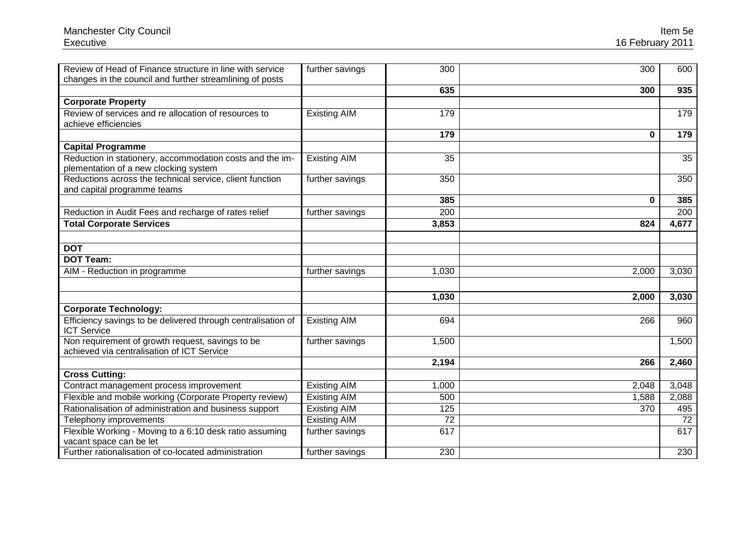| | | | | |
|---|---|---|---|---|
| Review of Head of Finance structure in line with service changes in the council and further streamlining of posts | further savings | 300 | 300 | 600 |
| | | **635** | **300** | **935** |
| **Corporate Property** | | | | |
| Review of services and re allocation of resources to achieve efficiencies | Existing AIM | 179 | | 179 |
| | | **179** | **0** | **179** |
| **Capital Programme** | | | | |
| Reduction in stationery, accommodation costs and the implementation of a new clocking system | Existing AIM | 35 | | 35 |
| Reductions across the technical service, client function and capital programme teams | further savings | 350 | | 350 |
| | | **385** | **0** | **385** |
| Reduction in Audit Fees and recharge of rates relief | further savings | 200 | | 200 |
| **Total Corporate Services** | | **3,853** | **824** | **4,677** |
| | | | | |
| **DOT** | | | | |
| **DOT Team:** | | | | |
| AIM - Reduction in programme | further savings | 1,030 | 2,000 | 3,030 |
| | | | | |
| | | **1,030** | **2,000** | **3,030** |
| **Corporate Technology:** | | | | |
| Efficiency savings to be delivered through centralisation of ICT Service | Existing AIM | 694 | 266 | 960 |
| Non requirement of growth request, savings to be achieved via centralisation of ICT Service | further savings | 1,500 | | 1,500 |
| | | **2,194** | **266** | **2,460** |
| **Cross Cutting:** | | | | |
| Contract management process improvement | Existing AIM | 1,000 | 2,048 | 3,048 |
| Flexible and mobile working (Corporate Property review) | Existing AIM | 500 | 1,588 | 2,088 |
| Rationalisation of administration and business support | Existing AIM | 125 | 370 | 495 |
| Telephony improvements | Existing AIM | 72 | | 72 |
| Flexible Working - Moving to a 6:10 desk ratio assuming vacant space can be let | further savings | 617 | | 617 |
| Further rationalisation of co-located administration | further savings | 230 | | 230 |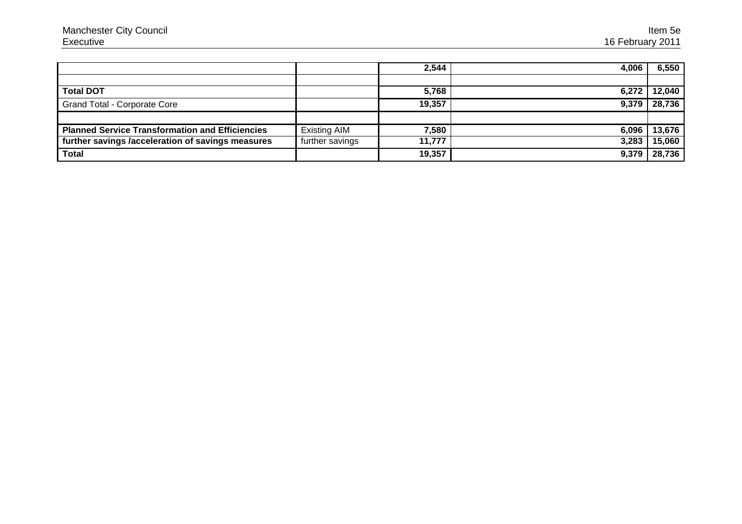| | | | | |
|---|---|---|---|---|
| | | 2,544 | 4,006 | 6,550 |
| | | | | |
| **Total DOT** | | 5,768 | 6,272 | 12,040 |
| Grand Total - Corporate Core | | 19,357 | 9,379 | 28,736 |
| | | | | |
| **Planned Service Transformation and Efficiencies** | Existing AIM | 7,580 | 6,096 | 13,676 |
| **further savings /acceleration of savings measures** | further savings | 11,777 | 3,283 | 15,060 |
| **Total** | | 19,357 | 9,379 | 28,736 |